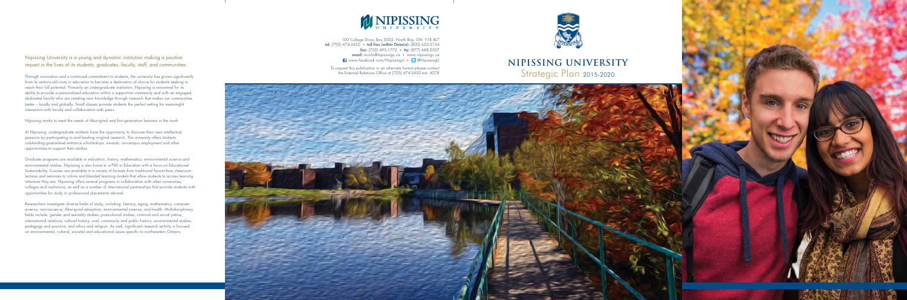Nipissing University is a young and dynamic institution making a positive impact in the lives of its students, graduates, faculty, staff, and communities.

Through innovation and a continued commitment to students, the university has grown significantly from its century-old roots in education to become a destination of choice for students seeking to reach their full potential. Primarily an undergraduate institution, Nipissing is renowned for its ability to provide a personalized education within a supportive community and with an engaged, dedicated faculty who are creating new knowledge through research that makes our communities better – locally and globally. Small classes provide students the perfect setting for meaningful interaction with faculty and collaboration with peers.

Nipissing works to meet the needs of Aboriginal and first generation learners in the north.

At Nipissing, undergraduate students have the opportunity to discover their own intellectual passions by participating in and leading original research. The university offers students outstanding guaranteed entrance scholarships, awards, on-campus employment and other opportunities to support their studies.

Graduate programs are available in education, history, mathematics, environmental science and environmental studies. Nipissing is also home to a PhD in Education with a focus on Educational Sustainability. Courses are available in a variety of formats from traditional face-to-face classroom lectures and seminars to online and blended learning models that allow students to access learning wherever they are. Nipissing offers several programs in collaboration with other universities, colleges and institutions, as well as a number of international partnerships that provide students with opportunities for study or professional placements abroad.

Researchers investigate diverse fields of study, including: literacy, aging, mathematics, computer science, neuroscience, Aboriginal education, environmental science, and health. Multidisciplinary fields include: gender and sexuality studies; postcolonial studies; criminal and social justice; international relations; cultural history; oral, community and public history; environmental studies; pedagogy and practice; and ethics and religion. As well, significant research activity is focused on environmental, cultural, societal and educational issues specific to northeastern Ontario.

NIPISSING UNIVERSITY

100 College Drive, Box 5002, North Bay, ON P1B 8L7
**tel:** (705) 474-3450 • **toll free (within Ontario):** (800) 655-5154
**fax:** (705) 495-1772 • **tty:** (877) 688-5507
**email:** nuinfo@nipissingu.ca • www.nipissingu.ca
www.facebook.com/NipissingU • @NipissingU

To request this publication in an alternate format please contact the External Relations Office at (705) 474-3450 ext. 4078

# NIPISSING UNIVERSITY

## Strategic Plan 2015-2020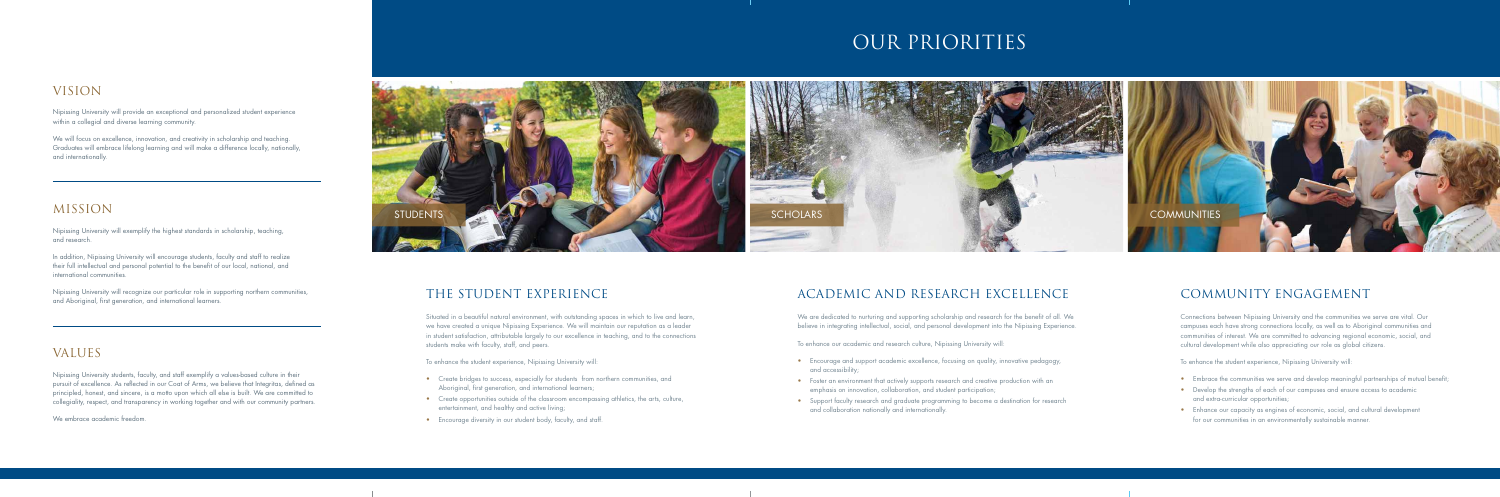## VISION

Nipissing University will provide an exceptional and personalized student experience within a collegial and diverse learning community.

We will focus on excellence, innovation, and creativity in scholarship and teaching. Graduates will embrace lifelong learning and will make a difference locally, nationally, and internationally.

## MISSION

Nipissing University will exemplify the highest standards in scholarship, teaching, and research.

In addition, Nipissing University will encourage students, faculty and staff to realize their full intellectual and personal potential to the benefit of our local, national, and international communities.

Nipissing University will recognize our particular role in supporting northern communities, and Aboriginal, first generation, and international learners.

## VALUES

Nipissing University students, faculty, and staff exemplify a values-based culture in their pursuit of excellence. As reflected in our Coat of Arms, we believe that Integritas, defined as principled, honest, and sincere, is a motto upon which all else is built. We are committed to collegiality, respect, and transparency in working together and with our community partners.

We embrace academic freedom.

# OUR PRIORITIES

STUDENTS

SCHOLARS

COMMUNITIES

## THE STUDENT EXPERIENCE

Situated in a beautiful natural environment, with outstanding spaces in which to live and learn, we have created a unique Nipissing Experience. We will maintain our reputation as a leader in student satisfaction, attributable largely to our excellence in teaching, and to the connections students make with faculty, staff, and peers.

To enhance the student experience, Nipissing University will:

- Create bridges to success, especially for students from northern communities, and Aboriginal, first generation, and international learners;
- Create opportunities outside of the classroom encompassing athletics, the arts, culture, entertainment, and healthy and active living;
- Encourage diversity in our student body, faculty, and staff.

## ACADEMIC AND RESEARCH EXCELLENCE

We are dedicated to nurturing and supporting scholarship and research for the benefit of all. We believe in integrating intellectual, social, and personal development into the Nipissing Experience.

To enhance our academic and research culture, Nipissing University will:

- Encourage and support academic excellence, focusing on quality, innovative pedagogy, and accessibility;
- Foster an environment that actively supports research and creative production with an emphasis on innovation, collaboration, and student participation;
- Support faculty research and graduate programming to become a destination for research and collaboration nationally and internationally.

## COMMUNITY ENGAGEMENT

Connections between Nipissing University and the communities we serve are vital. Our campuses each have strong connections locally, as well as to Aboriginal communities and communities of interest. We are committed to advancing regional economic, social, and cultural development while also appreciating our role as global citizens.

To enhance the student experience, Nipissing University will:

- Embrace the communities we serve and develop meaningful partnerships of mutual benefit;
- Develop the strengths of each of our campuses and ensure access to academic and extra-curricular opportunities;
- Enhance our capacity as engines of economic, social, and cultural development for our communities in an environmentally sustainable manner.